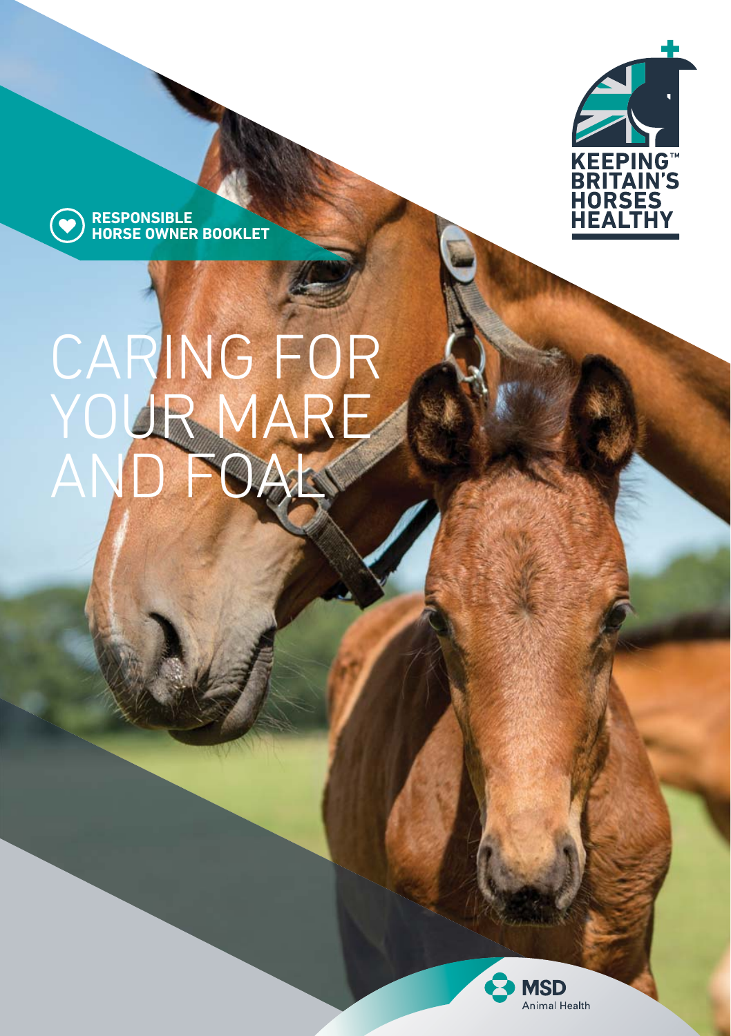RESPONSIBLE HORSE OWNER BOOKLET

KEEPING™ BRITAIN'S HORSES HEALTHY

# CARING FOR YOUR MARE AND FOAL

MSD Animal Health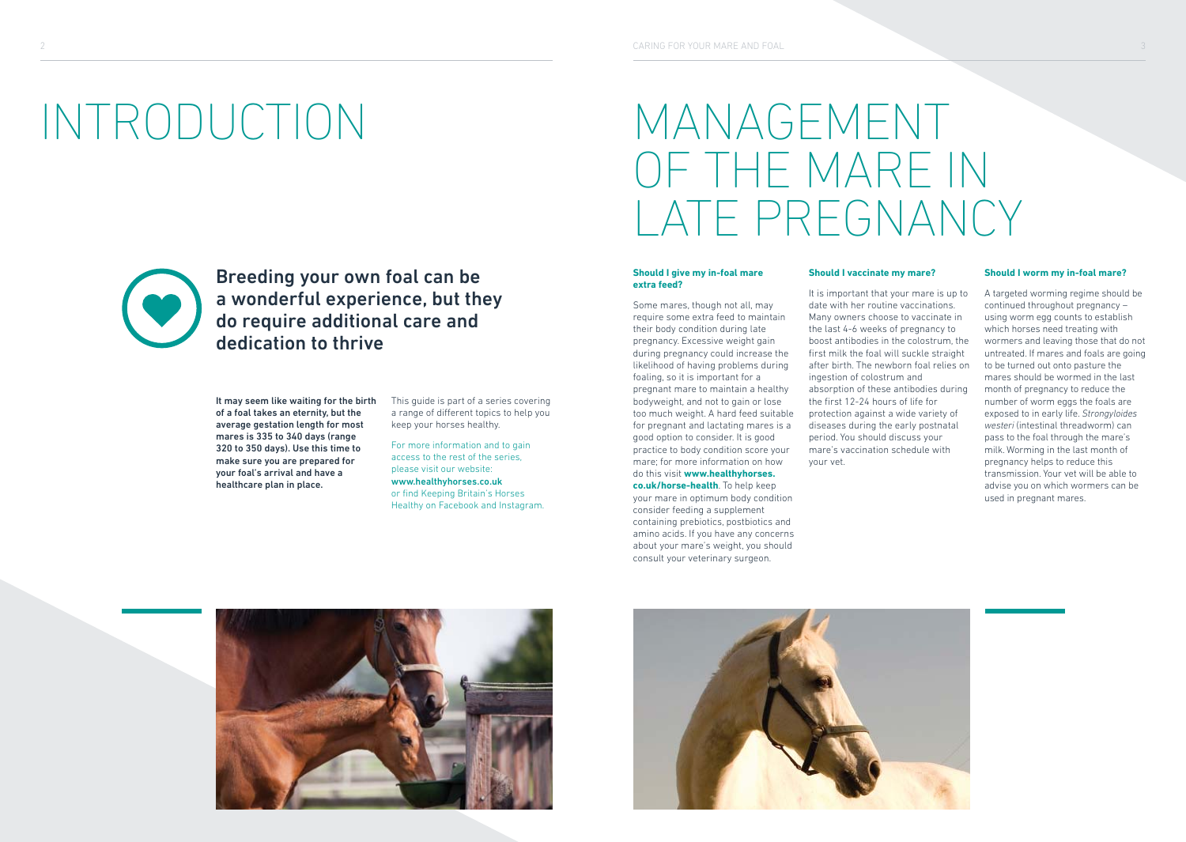# INTRODUCTION

## Breeding your own foal can be a wonderful experience, but they do require additional care and dedication to thrive

**It may seem like waiting for the birth of a foal takes an eternity, but the average gestation length for most mares is 335 to 340 days (range 320 to 350 days). Use this time to make sure you are prepared for your foal's arrival and have a healthcare plan in place.**

This guide is part of a series covering a range of different topics to help you keep your horses healthy.

For more information and to gain access to the rest of the series, please visit our website: **www.healthyhorses.co.uk** or find Keeping Britain's Horses Healthy on Facebook and Instagram.

# MANAGEMENT OF THE MARE IN LATE PREGNANCY

**Should I give my in-foal mare extra feed?**

Some mares, though not all, may require some extra feed to maintain their body condition during late pregnancy. Excessive weight gain during pregnancy could increase the likelihood of having problems during foaling, so it is important for a pregnant mare to maintain a healthy bodyweight, and not to gain or lose too much weight. A hard feed suitable for pregnant and lactating mares is a good option to consider. It is good practice to body condition score your mare; for more information on how do this visit **www.healthyhorses.co.uk/horse-health**. To help keep your mare in optimum body condition consider feeding a supplement containing prebiotics, postbiotics and amino acids. If you have any concerns about your mare's weight, you should consult your veterinary surgeon.

**Should I vaccinate my mare?**

It is important that your mare is up to date with her routine vaccinations. Many owners choose to vaccinate in the last 4-6 weeks of pregnancy to boost antibodies in the colostrum, the first milk the foal will suckle straight after birth. The newborn foal relies on ingestion of colostrum and absorption of these antibodies during the first 12-24 hours of life for protection against a wide variety of diseases during the early postnatal period. You should discuss your mare's vaccination schedule with your vet.

**Should I worm my in-foal mare?**

A targeted worming regime should be continued throughout pregnancy – using worm egg counts to establish which horses need treating with wormers and leaving those that do not untreated. If mares and foals are going to be turned out onto pasture the mares should be wormed in the last month of pregnancy to reduce the number of worm eggs the foals are exposed to in early life. *Strongyloides westeri* (intestinal threadworm) can pass to the foal through the mare's milk. Worming in the last month of pregnancy helps to reduce this transmission. Your vet will be able to advise you on which wormers can be used in pregnant mares.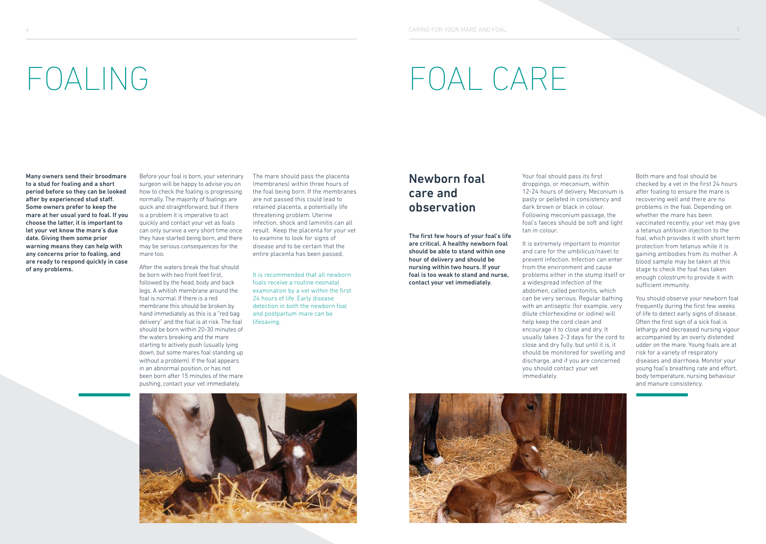# FOALING

**Many owners send their broodmare to a stud for foaling and a short period before so they can be looked after by experienced stud staff. Some owners prefer to keep the mare at her usual yard to foal. If you choose the latter, it is important to let your vet know the mare's due date. Giving them some prior warning means they can help with any concerns prior to foaling, and are ready to respond quickly in case of any problems.**

Before your foal is born, your veterinary surgeon will be happy to advise you on how to check the foaling is progressing normally. The majority of foalings are quick and straightforward, but if there is a problem it is imperative to act quickly and contact your vet as foals can only survive a very short time once they have started being born, and there may be serious consequences for the mare too.

After the waters break the foal should be born with two front feet first, followed by the head, body and back legs. A whitish membrane around the foal is normal. If there is a red membrane this should be broken by hand immediately as this is a "red bag delivery" and the foal is at risk. The foal should be born within 20-30 minutes of the waters breaking and the mare starting to actively push (usually lying down, but some mares foal standing up without a problem). If the foal appears in an abnormal position, or has not been born after 15 minutes of the mare pushing, contact your vet immediately.

The mare should pass the placenta (membranes) within three hours of the foal being born. If the membranes are not passed this could lead to retained placenta, a potentially life threatening problem. Uterine infection, shock and laminitis can all result. Keep the placenta for your vet to examine to look for signs of disease and to be certain that the entire placenta has been passed.

It is recommended that all newborn foals receive a routine neonatal examination by a vet within the first 24 hours of life. Early disease detection in both the newborn foal and postpartum mare can be lifesaving.

# FOAL CARE

## Newborn foal care and observation

**The first few hours of your foal's life are critical. A healthy newborn foal should be able to stand within one hour of delivery and should be nursing within two hours. If your foal is too weak to stand and nurse, contact your vet immediately.**

Your foal should pass its first droppings, or meconium, within 12-24 hours of delivery. Meconium is pasty or pelleted in consistency and dark brown or black in colour. Following meconium passage, the foal's faeces should be soft and light tan in colour.

It is extremely important to monitor and care for the umbilicus/navel to prevent infection. Infection can enter from the environment and cause problems either in the stump itself or a widespread infection of the abdomen, called peritonitis, which can be very serious. Regular bathing with an antiseptic (for example, very dilute chlorhexidine or iodine) will help keep the cord clean and encourage it to close and dry. It usually takes 2-3 days for the cord to close and dry fully, but until it is, it should be monitored for swelling and discharge, and if you are concerned you should contact your vet immediately.

Both mare and foal should be checked by a vet in the first 24 hours after foaling to ensure the mare is recovering well and there are no problems in the foal. Depending on whether the mare has been vaccinated recently, your vet may give a tetanus antitoxin injection to the foal, which provides it with short term protection from tetanus while it is gaining antibodies from its mother. A blood sample may be taken at this stage to check the foal has taken enough colostrum to provide it with sufficient immunity.

You should observe your newborn foal frequently during the first few weeks of life to detect early signs of disease. Often the first sign of a sick foal is lethargy and decreased nursing vigour accompanied by an overly distended udder on the mare. Young foals are at risk for a variety of respiratory diseases and diarrhoea. Monitor your young foal's breathing rate and effort, body temperature, nursing behaviour and manure consistency.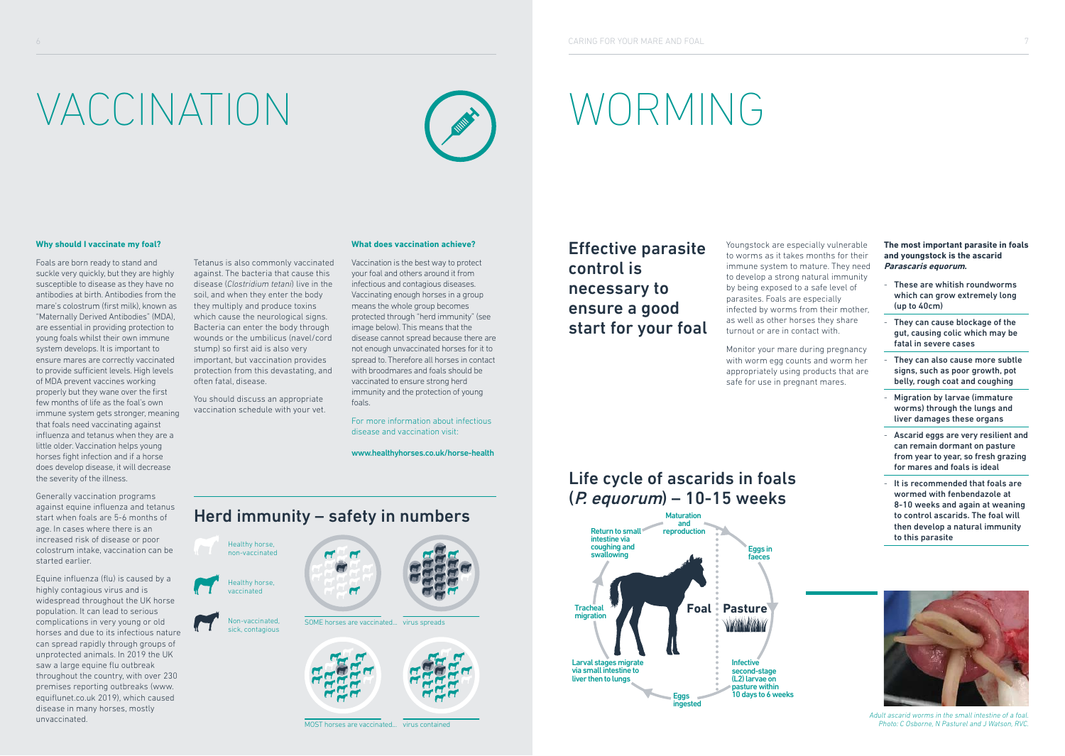# VACCINATION

**Why should I vaccinate my foal?**

Foals are born ready to stand and suckle very quickly, but they are highly susceptible to disease as they have no antibodies at birth. Antibodies from the mare's colostrum (first milk), known as "Maternally Derived Antibodies" (MDA), are essential in providing protection to young foals whilst their own immune system develops. It is important to ensure mares are correctly vaccinated to provide sufficient levels. High levels of MDA prevent vaccines working properly but they wane over the first few months of life as the foal's own immune system gets stronger, meaning that foals need vaccinating against influenza and tetanus when they are a little older. Vaccination helps young horses fight infection and if a horse does develop disease, it will decrease the severity of the illness.

Generally vaccination programs against equine influenza and tetanus start when foals are 5-6 months of age. In cases where there is an increased risk of disease or poor colostrum intake, vaccination can be started earlier.

Equine influenza (flu) is caused by a highly contagious virus and is widespread throughout the UK horse population. It can lead to serious complications in very young or old horses and due to its infectious nature can spread rapidly through groups of unprotected animals. In 2019 the UK saw a large equine flu outbreak throughout the country, with over 230 premises reporting outbreaks (www.equiflunet.co.uk 2019), which caused disease in many horses, mostly unvaccinated.

Tetanus is also commonly vaccinated against. The bacteria that cause this disease (*Clostridium tetani*) live in the soil, and when they enter the body they multiply and produce toxins which cause the neurological signs. Bacteria can enter the body through wounds or the umbilicus (navel/cord stump) so first aid is also very important, but vaccination provides protection from this devastating, and often fatal, disease.

You should discuss an appropriate vaccination schedule with your vet.

**What does vaccination achieve?**

Vaccination is the best way to protect your foal and others around it from infectious and contagious diseases. Vaccinating enough horses in a group means the whole group becomes protected through "herd immunity" (see image below). This means that the disease cannot spread because there are not enough unvaccinated horses for it to spread to. Therefore all horses in contact with broodmares and foals should be vaccinated to ensure strong herd immunity and the protection of young foals.

For more information about infectious disease and vaccination visit:

**www.healthyhorses.co.uk/horse-health**

## Herd immunity – safety in numbers

Healthy horse, non-vaccinated

Healthy horse, vaccinated

Non-vaccinated, sick, contagious

SOME horses are vaccinated... virus spreads

MOST horses are vaccinated... virus contained

# WORMING

## Effective parasite control is necessary to ensure a good start for your foal

Youngstock are especially vulnerable to worms as it takes months for their immune system to mature. They need to develop a strong natural immunity by being exposed to a safe level of parasites. Foals are especially infected by worms from their mother, as well as other horses they share turnout or are in contact with.

Monitor your mare during pregnancy with worm egg counts and worm her appropriately using products that are safe for use in pregnant mares.

**The most important parasite in foals and youngstock is the ascarid *Parascaris equorum.***

- **These are whitish roundworms which can grow extremely long (up to 40cm)**
- **They can cause blockage of the gut, causing colic which may be fatal in severe cases**
- **They can also cause more subtle signs, such as poor growth, pot belly, rough coat and coughing**
- **Migration by larvae (immature worms) through the lungs and liver damages these organs**
- **Ascarid eggs are very resilient and can remain dormant on pasture from year to year, so fresh grazing for mares and foals is ideal**
- **It is recommended that foals are wormed with fenbendazole at 8-10 weeks and again at weaning to control ascarids. The foal will then develop a natural immunity to this parasite**

## Life cycle of ascarids in foals (*P. equorum*) – 10-15 weeks

Maturation and reproduction

Eggs in faeces

Foal

Pasture

Infective second-stage (L2) larvae on pasture within 10 days to 6 weeks

Eggs ingested

Larval stages migrate via small intestine to liver then to lungs

Tracheal migration

Return to small intestine via coughing and swallowing

*Adult ascarid worms in the small intestine of a foal. Photo: C Osborne, N Pasturel and J Watson, RVC.*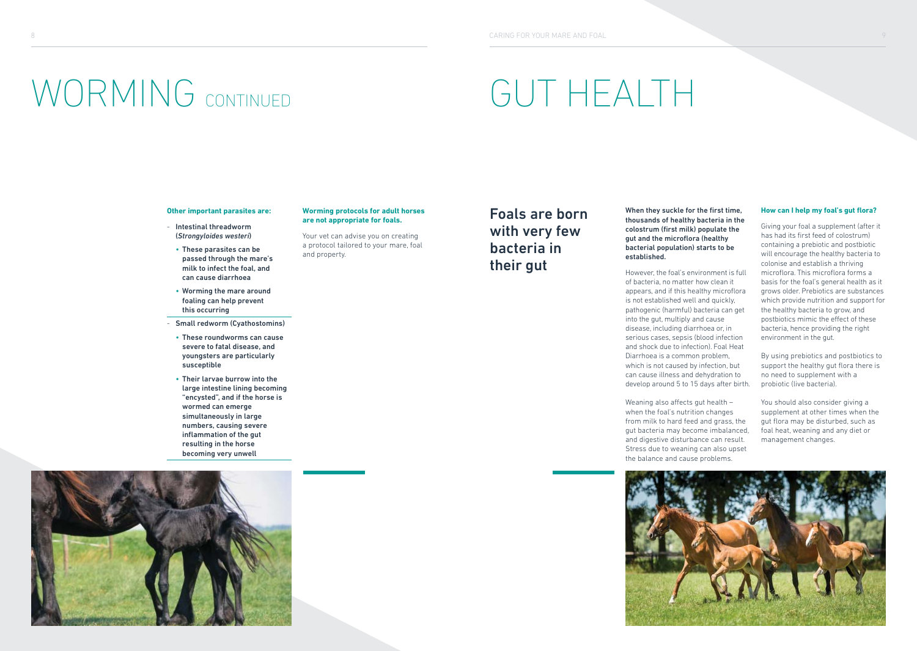# WORMING CONTINUED

**Other important parasites are:**

- Intestinal threadworm (*Strongyloides westeri*)
  - These parasites can be passed through the mare's milk to infect the foal, and can cause diarrhoea
  - Worming the mare around foaling can help prevent this occurring
- Small redworm (Cyathostomins)
  - These roundworms can cause severe to fatal disease, and youngsters are particularly susceptible
  - Their larvae burrow into the large intestine lining becoming "encysted", and if the horse is wormed can emerge simultaneously in large numbers, causing severe inflammation of the gut resulting in the horse becoming very unwell

**Worming protocols for adult horses are not appropriate for foals.**

Your vet can advise you on creating a protocol tailored to your mare, foal and property.

# GUT HEALTH

## Foals are born with very few bacteria in their gut

**When they suckle for the first time, thousands of healthy bacteria in the colostrum (first milk) populate the gut and the microflora (healthy bacterial population) starts to be established.**

However, the foal's environment is full of bacteria, no matter how clean it appears, and if this healthy microflora is not established well and quickly, pathogenic (harmful) bacteria can get into the gut, multiply and cause disease, including diarrhoea or, in serious cases, sepsis (blood infection and shock due to infection). Foal Heat Diarrhoea is a common problem, which is not caused by infection, but can cause illness and dehydration to develop around 5 to 15 days after birth.

Weaning also affects gut health – when the foal's nutrition changes from milk to hard feed and grass, the gut bacteria may become imbalanced, and digestive disturbance can result. Stress due to weaning can also upset the balance and cause problems.

**How can I help my foal's gut flora?**

Giving your foal a supplement (after it has had its first feed of colostrum) containing a prebiotic and postbiotic will encourage the healthy bacteria to colonise and establish a thriving microflora. This microflora forms a basis for the foal's general health as it grows older. Prebiotics are substances which provide nutrition and support for the healthy bacteria to grow, and postbiotics mimic the effect of these bacteria, hence providing the right environment in the gut.

By using prebiotics and postbiotics to support the healthy gut flora there is no need to supplement with a probiotic (live bacteria).

You should also consider giving a supplement at other times when the gut flora may be disturbed, such as foal heat, weaning and any diet or management changes.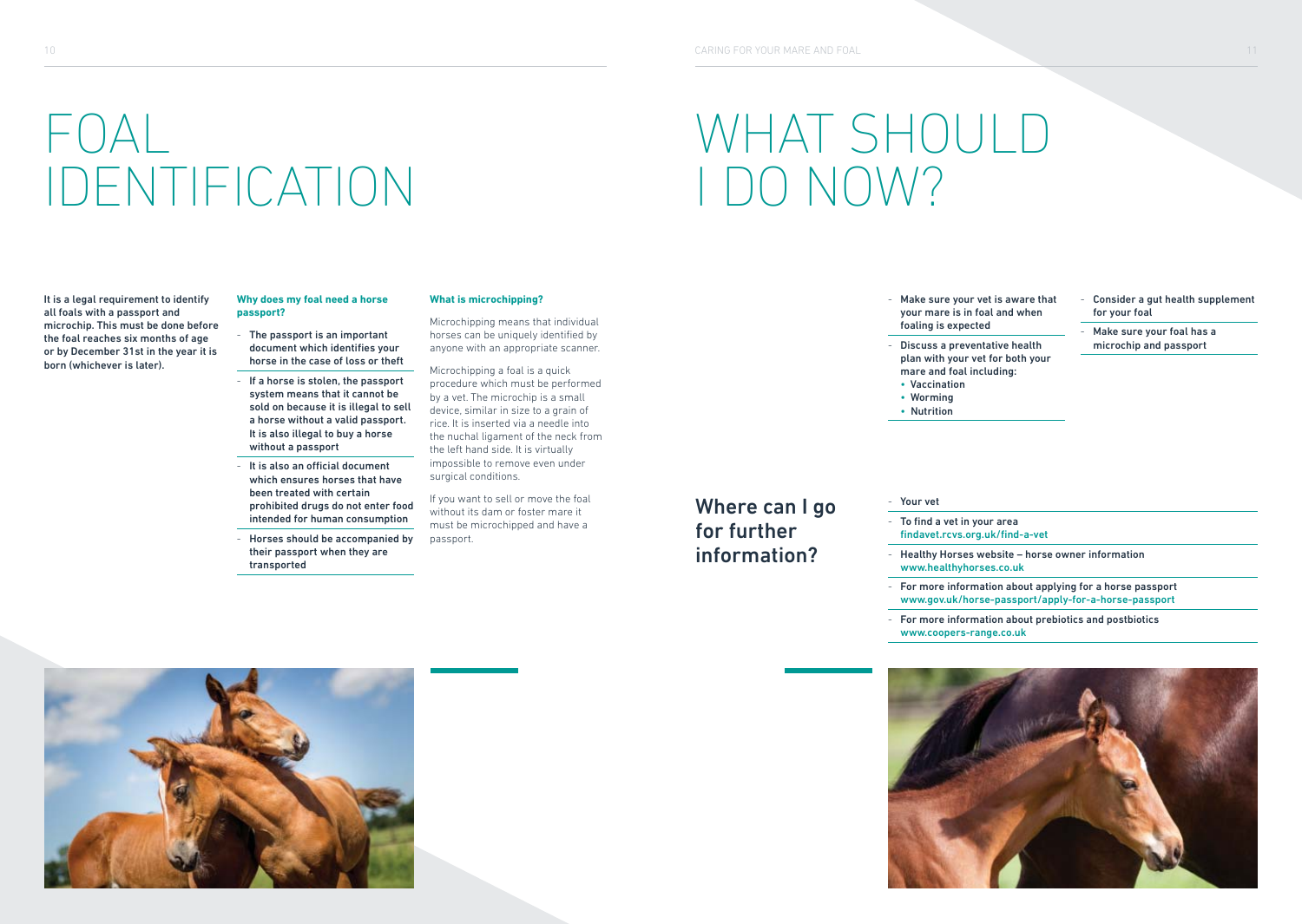# FOAL IDENTIFICATION

**It is a legal requirement to identify all foals with a passport and microchip. This must be done before the foal reaches six months of age or by December 31st in the year it is born (whichever is later).**

### Why does my foal need a horse passport?

- The passport is an important document which identifies your horse in the case of loss or theft
- If a horse is stolen, the passport system means that it cannot be sold on because it is illegal to sell a horse without a valid passport. It is also illegal to buy a horse without a passport
- It is also an official document which ensures horses that have been treated with certain prohibited drugs do not enter food intended for human consumption
- Horses should be accompanied by their passport when they are transported

### What is microchipping?

Microchipping means that individual horses can be uniquely identified by anyone with an appropriate scanner.

Microchipping a foal is a quick procedure which must be performed by a vet. The microchip is a small device, similar in size to a grain of rice. It is inserted via a needle into the nuchal ligament of the neck from the left hand side. It is virtually impossible to remove even under surgical conditions.

If you want to sell or move the foal without its dam or foster mare it must be microchipped and have a passport.

# WHAT SHOULD I DO NOW?

- Make sure your vet is aware that your mare is in foal and when foaling is expected
- Discuss a preventative health plan with your vet for both your mare and foal including:
  - Vaccination
  - Worming
  - Nutrition
- Consider a gut health supplement for your foal
- Make sure your foal has a microchip and passport

## Where can I go for further information?

- Your vet
- To find a vet in your area findavet.rcvs.org.uk/find-a-vet
- Healthy Horses website – horse owner information www.healthyhorses.co.uk
- For more information about applying for a horse passport www.gov.uk/horse-passport/apply-for-a-horse-passport
- For more information about prebiotics and postbiotics www.coopers-range.co.uk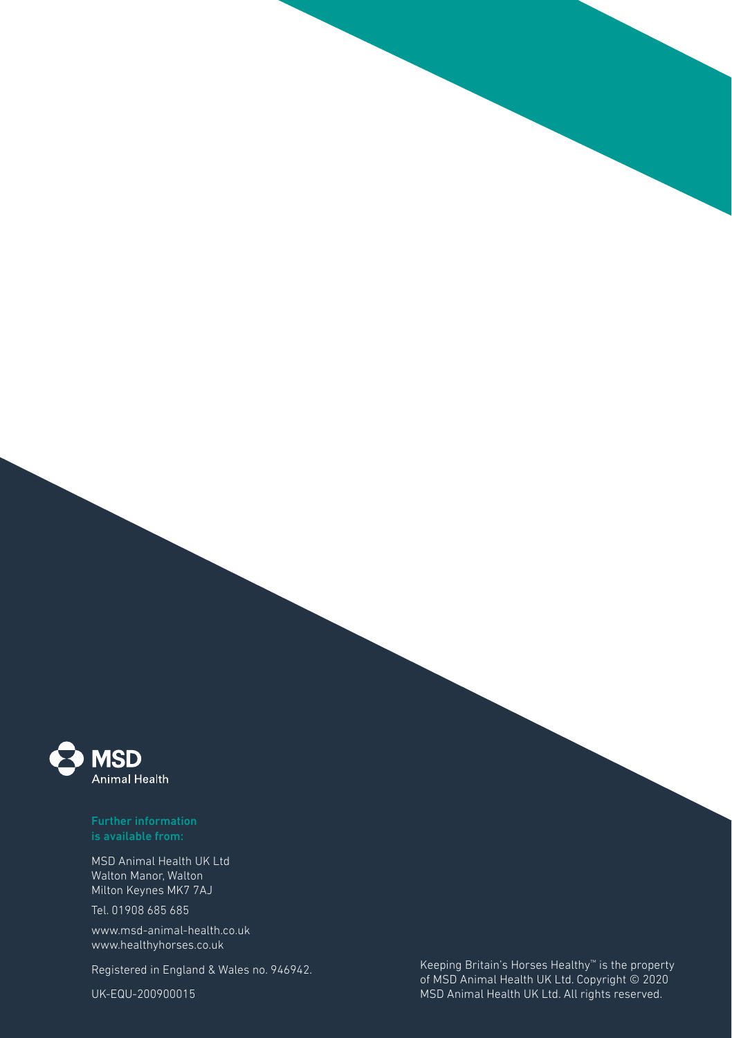MSD Animal Health

**Further information is available from:**

MSD Animal Health UK Ltd
Walton Manor, Walton
Milton Keynes MK7 7AJ

Tel. 01908 685 685

www.msd-animal-health.co.uk
www.healthyhorses.co.uk

Registered in England & Wales no. 946942.

UK-EQU-200900015

Keeping Britain's Horses Healthy™ is the property of MSD Animal Health UK Ltd. Copyright © 2020 MSD Animal Health UK Ltd. All rights reserved.